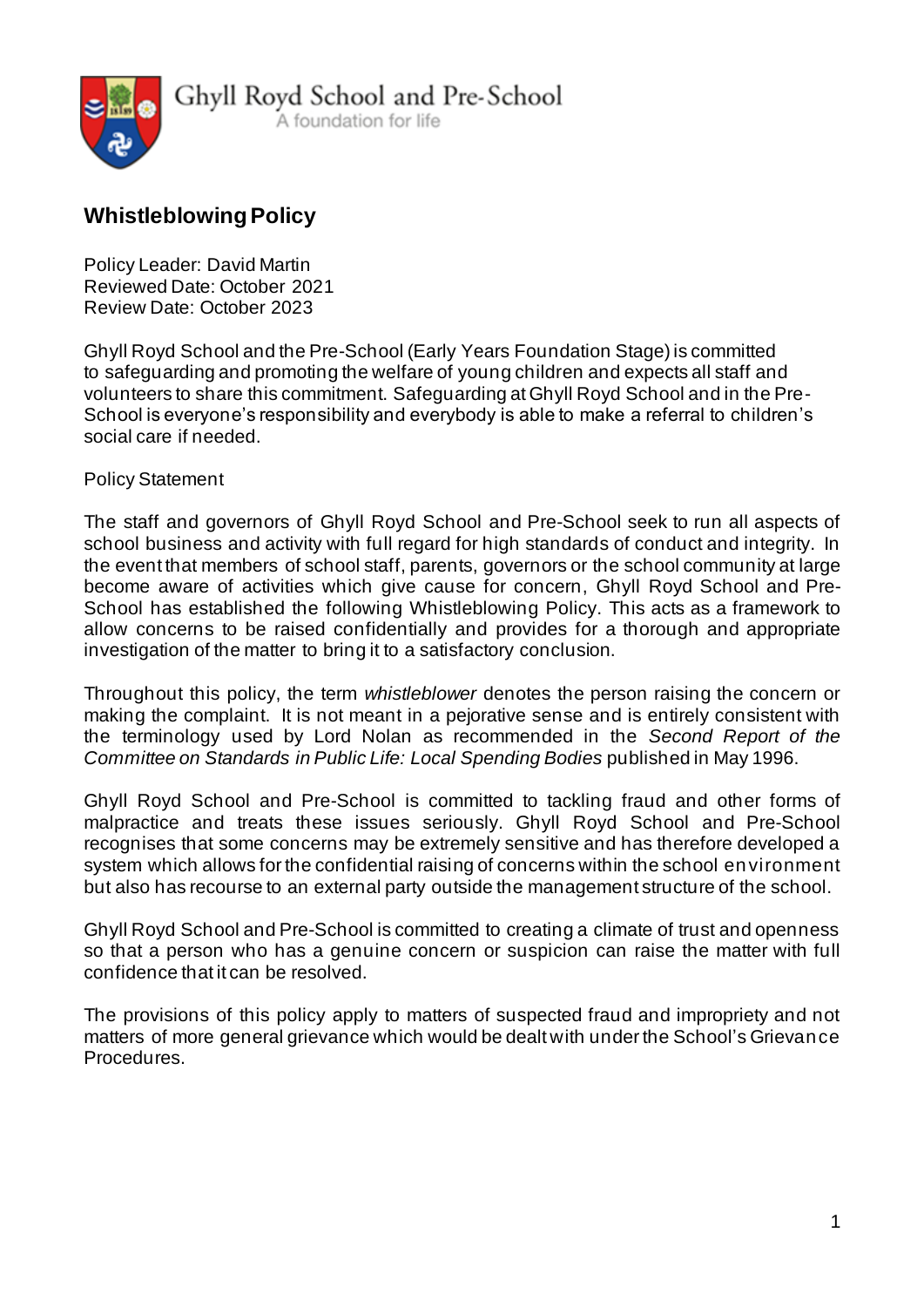Ghyll Royd School and Pre-School
A foundation for life

# Whistleblowing Policy

Policy Leader: David Martin
Reviewed Date: October 2021
Review Date: October 2023

Ghyll Royd School and the Pre-School (Early Years Foundation Stage) is committed to safeguarding and promoting the welfare of young children and expects all staff and volunteers to share this commitment. Safeguarding at Ghyll Royd School and in the Pre-School is everyone's responsibility and everybody is able to make a referral to children's social care if needed.

Policy Statement

The staff and governors of Ghyll Royd School and Pre-School seek to run all aspects of school business and activity with full regard for high standards of conduct and integrity. In the event that members of school staff, parents, governors or the school community at large become aware of activities which give cause for concern, Ghyll Royd School and Pre-School has established the following Whistleblowing Policy. This acts as a framework to allow concerns to be raised confidentially and provides for a thorough and appropriate investigation of the matter to bring it to a satisfactory conclusion.

Throughout this policy, the term *whistleblower* denotes the person raising the concern or making the complaint. It is not meant in a pejorative sense and is entirely consistent with the terminology used by Lord Nolan as recommended in the *Second Report of the Committee on Standards in Public Life: Local Spending Bodies* published in May 1996.

Ghyll Royd School and Pre-School is committed to tackling fraud and other forms of malpractice and treats these issues seriously. Ghyll Royd School and Pre-School recognises that some concerns may be extremely sensitive and has therefore developed a system which allows for the confidential raising of concerns within the school environment but also has recourse to an external party outside the management structure of the school.

Ghyll Royd School and Pre-School is committed to creating a climate of trust and openness so that a person who has a genuine concern or suspicion can raise the matter with full confidence that it can be resolved.

The provisions of this policy apply to matters of suspected fraud and impropriety and not matters of more general grievance which would be dealt with under the School's Grievance Procedures.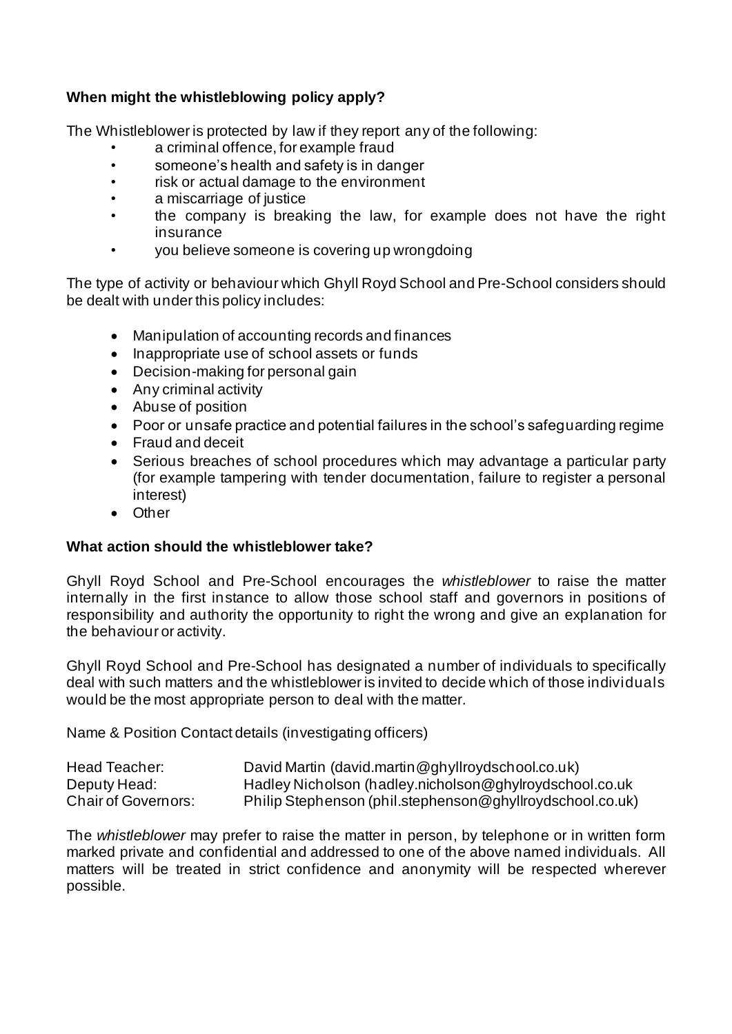**When might the whistleblowing policy apply?**

The Whistleblower is protected by law if they report any of the following:

- a criminal offence, for example fraud
- someone's health and safety is in danger
- risk or actual damage to the environment
- a miscarriage of justice
- the company is breaking the law, for example does not have the right insurance
- you believe someone is covering up wrongdoing

The type of activity or behaviour which Ghyll Royd School and Pre-School considers should be dealt with under this policy includes:

- Manipulation of accounting records and finances
- Inappropriate use of school assets or funds
- Decision-making for personal gain
- Any criminal activity
- Abuse of position
- Poor or unsafe practice and potential failures in the school's safeguarding regime
- Fraud and deceit
- Serious breaches of school procedures which may advantage a particular party (for example tampering with tender documentation, failure to register a personal interest)
- Other

**What action should the whistleblower take?**

Ghyll Royd School and Pre-School encourages the *whistleblower* to raise the matter internally in the first instance to allow those school staff and governors in positions of responsibility and authority the opportunity to right the wrong and give an explanation for the behaviour or activity.

Ghyll Royd School and Pre-School has designated a number of individuals to specifically deal with such matters and the whistleblower is invited to decide which of those individuals would be the most appropriate person to deal with the matter.

Name & Position Contact details (investigating officers)

| | |
|---|---|
| Head Teacher: | David Martin (david.martin@ghyllroydschool.co.uk) |
| Deputy Head: | Hadley Nicholson (hadley.nicholson@ghylroydschool.co.uk |
| Chair of Governors: | Philip Stephenson (phil.stephenson@ghyllroydschool.co.uk) |

The *whistleblower* may prefer to raise the matter in person, by telephone or in written form marked private and confidential and addressed to one of the above named individuals. All matters will be treated in strict confidence and anonymity will be respected wherever possible.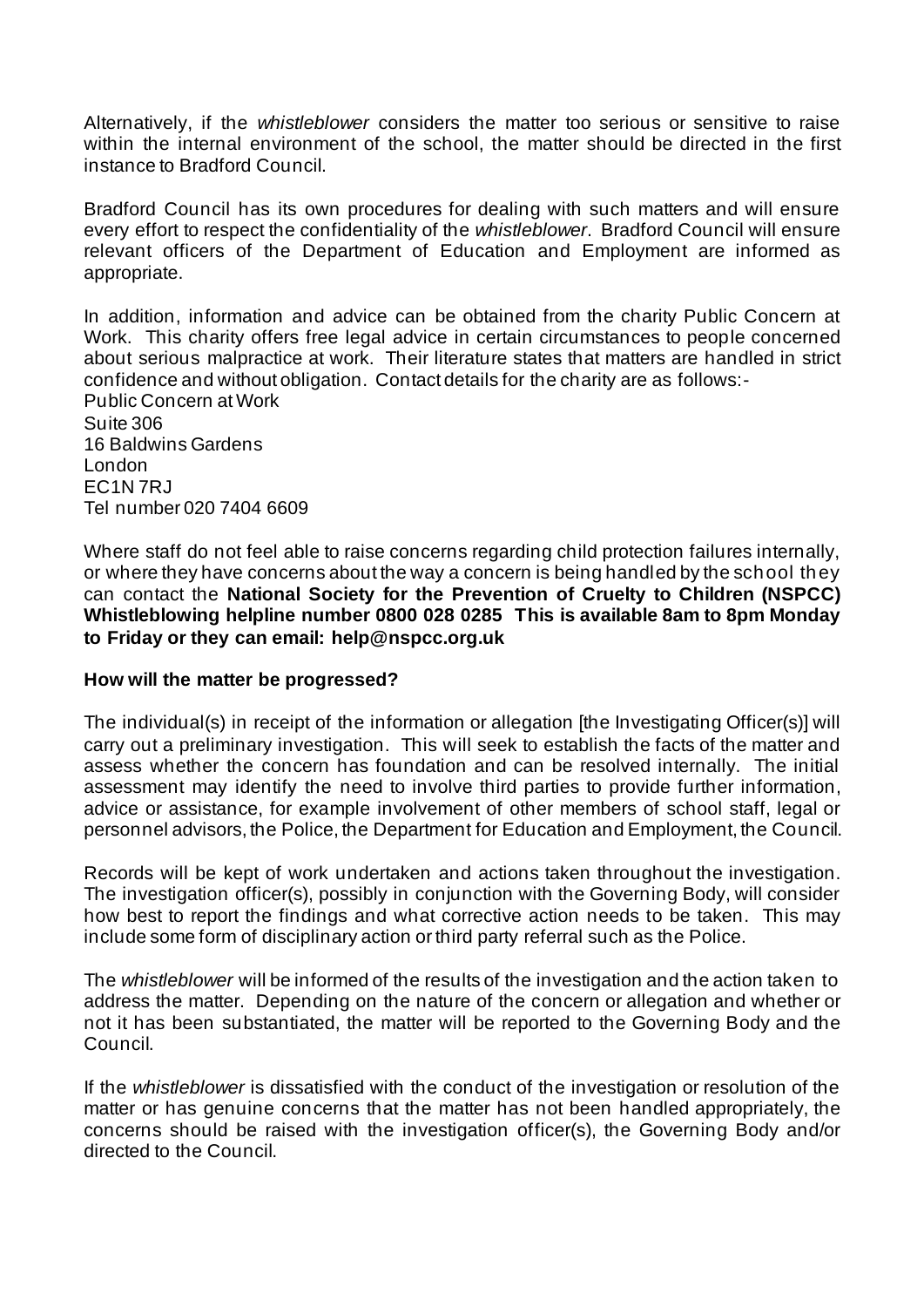Alternatively, if the *whistleblower* considers the matter too serious or sensitive to raise within the internal environment of the school, the matter should be directed in the first instance to Bradford Council.

Bradford Council has its own procedures for dealing with such matters and will ensure every effort to respect the confidentiality of the *whistleblower*. Bradford Council will ensure relevant officers of the Department of Education and Employment are informed as appropriate.

In addition, information and advice can be obtained from the charity Public Concern at Work. This charity offers free legal advice in certain circumstances to people concerned about serious malpractice at work. Their literature states that matters are handled in strict confidence and without obligation. Contact details for the charity are as follows:-

Public Concern at Work
Suite 306
16 Baldwins Gardens
London
EC1N 7RJ
Tel number 020 7404 6609

Where staff do not feel able to raise concerns regarding child protection failures internally, or where they have concerns about the way a concern is being handled by the school they can contact the **National Society for the Prevention of Cruelty to Children (NSPCC) Whistleblowing helpline number 0800 028 0285 This is available 8am to 8pm Monday to Friday or they can email: help@nspcc.org.uk**

**How will the matter be progressed?**

The individual(s) in receipt of the information or allegation [the Investigating Officer(s)] will carry out a preliminary investigation. This will seek to establish the facts of the matter and assess whether the concern has foundation and can be resolved internally. The initial assessment may identify the need to involve third parties to provide further information, advice or assistance, for example involvement of other members of school staff, legal or personnel advisors, the Police, the Department for Education and Employment, the Council.

Records will be kept of work undertaken and actions taken throughout the investigation. The investigation officer(s), possibly in conjunction with the Governing Body, will consider how best to report the findings and what corrective action needs to be taken. This may include some form of disciplinary action or third party referral such as the Police.

The *whistleblower* will be informed of the results of the investigation and the action taken to address the matter. Depending on the nature of the concern or allegation and whether or not it has been substantiated, the matter will be reported to the Governing Body and the Council.

If the *whistleblower* is dissatisfied with the conduct of the investigation or resolution of the matter or has genuine concerns that the matter has not been handled appropriately, the concerns should be raised with the investigation officer(s), the Governing Body and/or directed to the Council.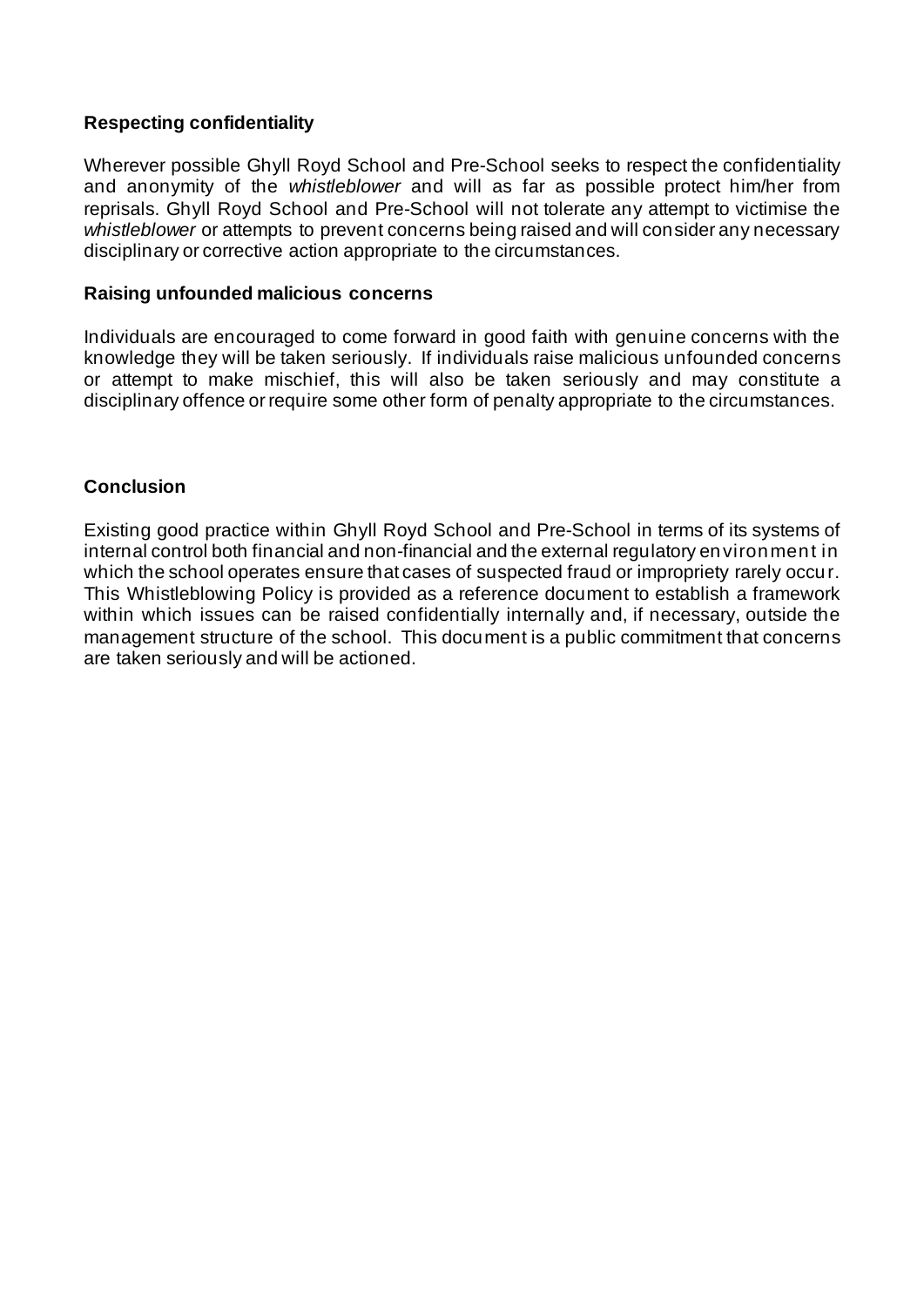**Respecting confidentiality**

Wherever possible Ghyll Royd School and Pre-School seeks to respect the confidentiality and anonymity of the *whistleblower* and will as far as possible protect him/her from reprisals. Ghyll Royd School and Pre-School will not tolerate any attempt to victimise the *whistleblower* or attempts to prevent concerns being raised and will consider any necessary disciplinary or corrective action appropriate to the circumstances.

**Raising unfounded malicious concerns**

Individuals are encouraged to come forward in good faith with genuine concerns with the knowledge they will be taken seriously. If individuals raise malicious unfounded concerns or attempt to make mischief, this will also be taken seriously and may constitute a disciplinary offence or require some other form of penalty appropriate to the circumstances.

**Conclusion**

Existing good practice within Ghyll Royd School and Pre-School in terms of its systems of internal control both financial and non-financial and the external regulatory environment in which the school operates ensure that cases of suspected fraud or impropriety rarely occur. This Whistleblowing Policy is provided as a reference document to establish a framework within which issues can be raised confidentially internally and, if necessary, outside the management structure of the school. This document is a public commitment that concerns are taken seriously and will be actioned.